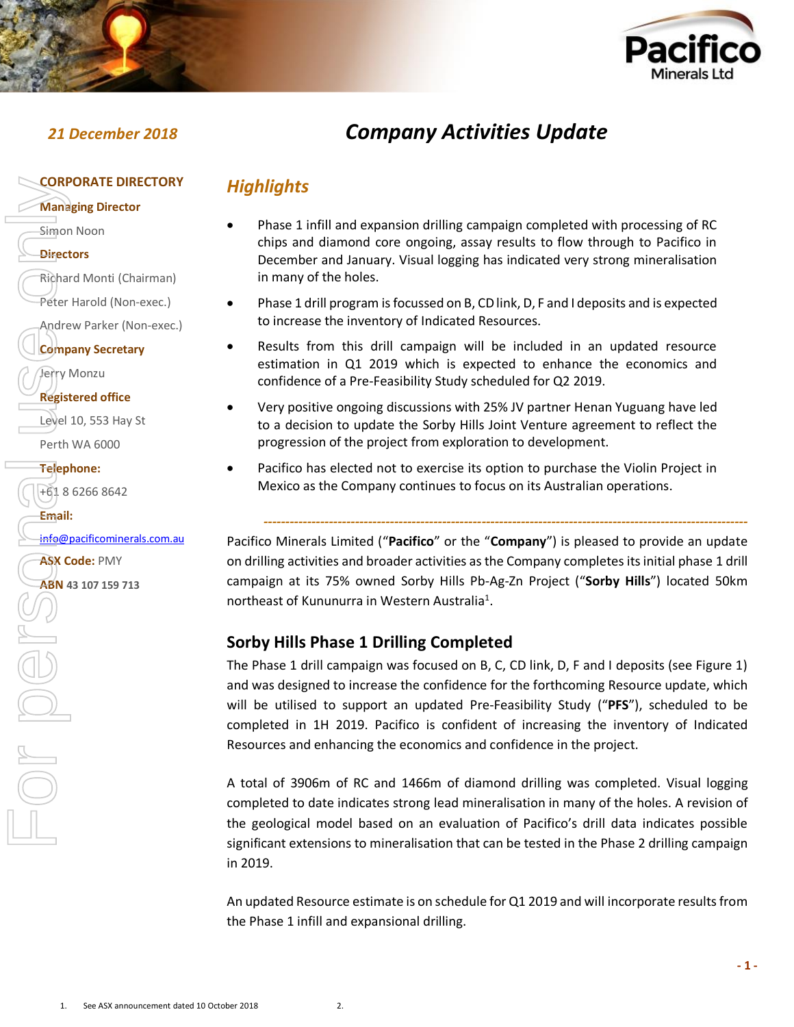*21 December 2018*

# *Company Activities Update*

**CORPORATE DIRECTORY**

**Managing Director**

Simon Noon

**Directors**

Richard Monti (Chairman)

Peter Harold (Non-exec.)

Andrew Parker (Non-exec.)

**Company Secretary**

Jerry Monzu

**Registered office**

Level 10, 553 Hay St

Perth WA 6000

**Telephone:**

+61 8 6266 8642

**Email:**

info@pacificominerals.com.au

**ASX Code:** PMY

**ABN** 43 107 159 713

## *Highlights*

- Phase 1 infill and expansion drilling campaign completed with processing of RC chips and diamond core ongoing, assay results to flow through to Pacifico in December and January. Visual logging has indicated very strong mineralisation in many of the holes.
- Phase 1 drill program is focussed on B, CD link, D, F and I deposits and is expected to increase the inventory of Indicated Resources.
- Results from this drill campaign will be included in an updated resource estimation in Q1 2019 which is expected to enhance the economics and confidence of a Pre-Feasibility Study scheduled for Q2 2019.
- Very positive ongoing discussions with 25% JV partner Henan Yuguang have led to a decision to update the Sorby Hills Joint Venture agreement to reflect the progression of the project from exploration to development.
- Pacifico has elected not to exercise its option to purchase the Violin Project in Mexico as the Company continues to focus on its Australian operations.

---

Pacifico Minerals Limited ("**Pacifico**" or the "**Company**") is pleased to provide an update on drilling activities and broader activities as the Company completes its initial phase 1 drill campaign at its 75% owned Sorby Hills Pb-Ag-Zn Project ("**Sorby Hills**") located 50km northeast of Kununurra in Western Australia[1].

## Sorby Hills Phase 1 Drilling Completed

The Phase 1 drill campaign was focused on B, C, CD link, D, F and I deposits (see Figure 1) and was designed to increase the confidence for the forthcoming Resource update, which will be utilised to support an updated Pre-Feasibility Study ("**PFS**"), scheduled to be completed in 1H 2019. Pacifico is confident of increasing the inventory of Indicated Resources and enhancing the economics and confidence in the project.

A total of 3906m of RC and 1466m of diamond drilling was completed. Visual logging completed to date indicates strong lead mineralisation in many of the holes. A revision of the geological model based on an evaluation of Pacifico's drill data indicates possible significant extensions to mineralisation that can be tested in the Phase 2 drilling campaign in 2019.

An updated Resource estimate is on schedule for Q1 2019 and will incorporate results from the Phase 1 infill and expansional drilling.

1. See ASX announcement dated 10 October 2018

2.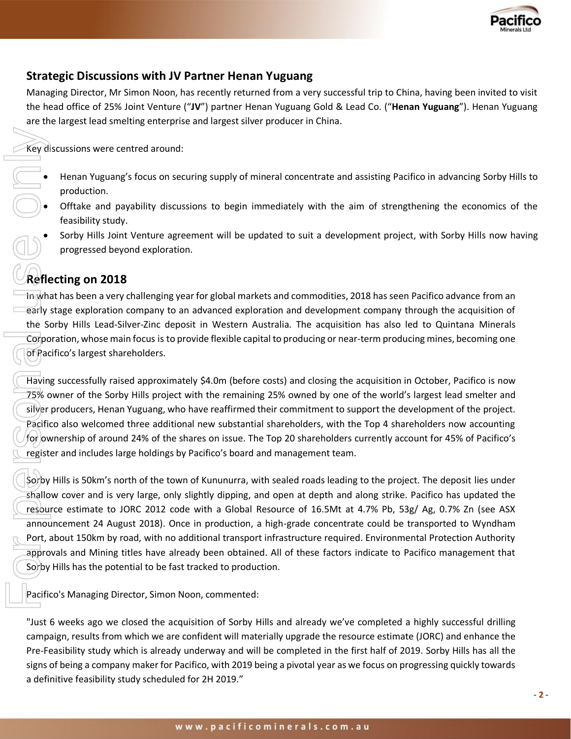## Strategic Discussions with JV Partner Henan Yuguang

Managing Director, Mr Simon Noon, has recently returned from a very successful trip to China, having been invited to visit the head office of 25% Joint Venture ("**JV**") partner Henan Yuguang Gold & Lead Co. ("**Henan Yuguang**"). Henan Yuguang are the largest lead smelting enterprise and largest silver producer in China.

Key discussions were centred around:

- Henan Yuguang's focus on securing supply of mineral concentrate and assisting Pacifico in advancing Sorby Hills to production.
- Offtake and payability discussions to begin immediately with the aim of strengthening the economics of the feasibility study.
- Sorby Hills Joint Venture agreement will be updated to suit a development project, with Sorby Hills now having progressed beyond exploration.

## Reflecting on 2018

In what has been a very challenging year for global markets and commodities, 2018 has seen Pacifico advance from an early stage exploration company to an advanced exploration and development company through the acquisition of the Sorby Hills Lead-Silver-Zinc deposit in Western Australia. The acquisition has also led to Quintana Minerals Corporation, whose main focus is to provide flexible capital to producing or near-term producing mines, becoming one of Pacifico's largest shareholders.

Having successfully raised approximately $4.0m (before costs) and closing the acquisition in October, Pacifico is now 75% owner of the Sorby Hills project with the remaining 25% owned by one of the world's largest lead smelter and silver producers, Henan Yuguang, who have reaffirmed their commitment to support the development of the project. Pacifico also welcomed three additional new substantial shareholders, with the Top 4 shareholders now accounting for ownership of around 24% of the shares on issue. The Top 20 shareholders currently account for 45% of Pacifico's register and includes large holdings by Pacifico's board and management team.

Sorby Hills is 50km's north of the town of Kununurra, with sealed roads leading to the project. The deposit lies under shallow cover and is very large, only slightly dipping, and open at depth and along strike. Pacifico has updated the resource estimate to JORC 2012 code with a Global Resource of 16.5Mt at 4.7% Pb, 53g/ Ag, 0.7% Zn (see ASX announcement 24 August 2018). Once in production, a high-grade concentrate could be transported to Wyndham Port, about 150km by road, with no additional transport infrastructure required. Environmental Protection Authority approvals and Mining titles have already been obtained. All of these factors indicate to Pacifico management that Sorby Hills has the potential to be fast tracked to production.

Pacifico's Managing Director, Simon Noon, commented:

"Just 6 weeks ago we closed the acquisition of Sorby Hills and already we've completed a highly successful drilling campaign, results from which we are confident will materially upgrade the resource estimate (JORC) and enhance the Pre-Feasibility study which is already underway and will be completed in the first half of 2019. Sorby Hills has all the signs of being a company maker for Pacifico, with 2019 being a pivotal year as we focus on progressing quickly towards a definitive feasibility study scheduled for 2H 2019."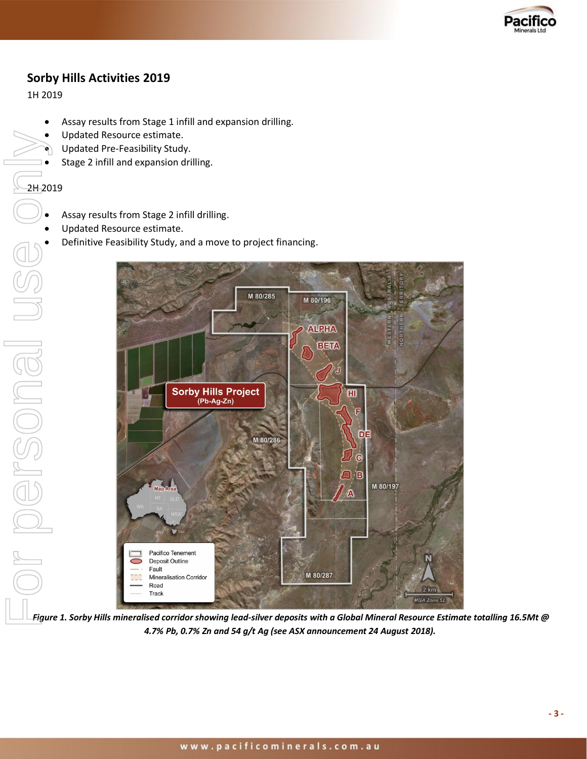## Sorby Hills Activities 2019

1H 2019

- Assay results from Stage 1 infill and expansion drilling.
- Updated Resource estimate.
- Updated Pre-Feasibility Study.
- Stage 2 infill and expansion drilling.

2H 2019

- Assay results from Stage 2 infill drilling.
- Updated Resource estimate.
- Definitive Feasibility Study, and a move to project financing.

*Figure 1. Sorby Hills mineralised corridor showing lead-silver deposits with a Global Mineral Resource Estimate totalling 16.5Mt @ 4.7% Pb, 0.7% Zn and 54 g/t Ag (see ASX announcement 24 August 2018).*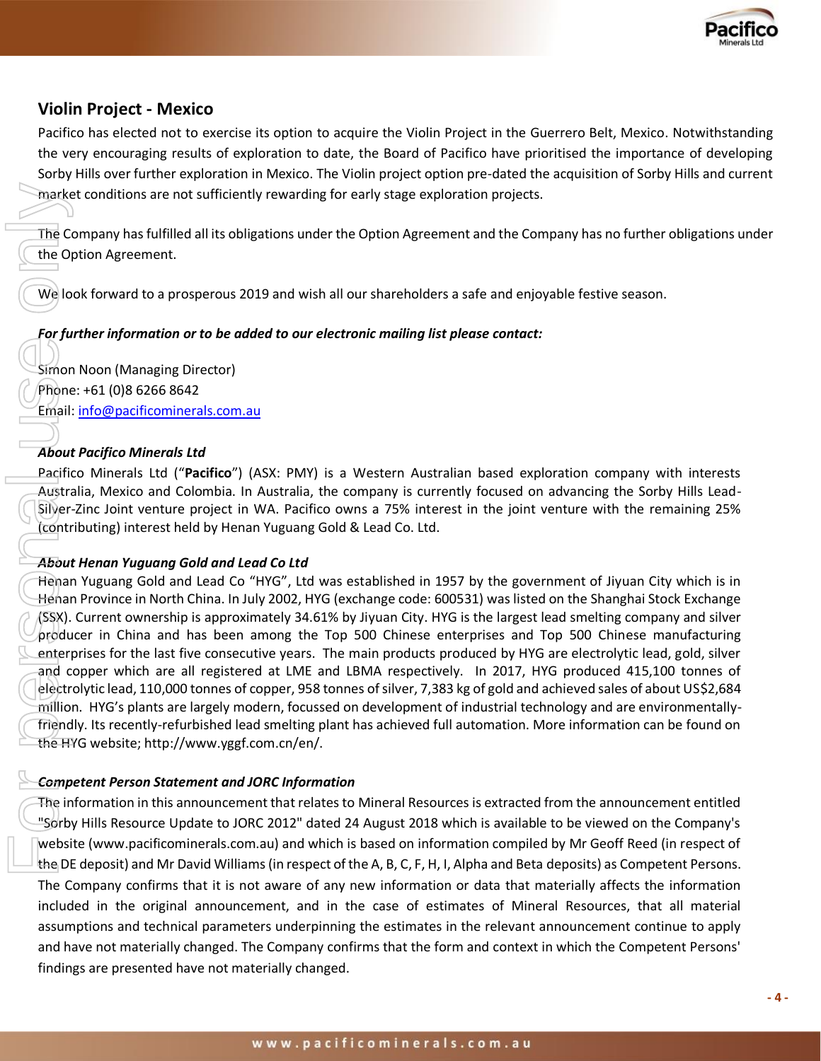## Violin Project - Mexico

Pacifico has elected not to exercise its option to acquire the Violin Project in the Guerrero Belt, Mexico. Notwithstanding the very encouraging results of exploration to date, the Board of Pacifico have prioritised the importance of developing Sorby Hills over further exploration in Mexico. The Violin project option pre-dated the acquisition of Sorby Hills and current market conditions are not sufficiently rewarding for early stage exploration projects.

The Company has fulfilled all its obligations under the Option Agreement and the Company has no further obligations under the Option Agreement.

We look forward to a prosperous 2019 and wish all our shareholders a safe and enjoyable festive season.

***For further information or to be added to our electronic mailing list please contact:***

Simon Noon (Managing Director)
Phone: +61 (0)8 6266 8642
Email: info@pacificominerals.com.au

***About Pacifico Minerals Ltd***

Pacifico Minerals Ltd ("**Pacifico**") (ASX: PMY) is a Western Australian based exploration company with interests Australia, Mexico and Colombia. In Australia, the company is currently focused on advancing the Sorby Hills Lead-Silver-Zinc Joint venture project in WA. Pacifico owns a 75% interest in the joint venture with the remaining 25% (contributing) interest held by Henan Yuguang Gold & Lead Co. Ltd.

***About Henan Yuguang Gold and Lead Co Ltd***

Henan Yuguang Gold and Lead Co "HYG", Ltd was established in 1957 by the government of Jiyuan City which is in Henan Province in North China. In July 2002, HYG (exchange code: 600531) was listed on the Shanghai Stock Exchange (SSX). Current ownership is approximately 34.61% by Jiyuan City. HYG is the largest lead smelting company and silver producer in China and has been among the Top 500 Chinese enterprises and Top 500 Chinese manufacturing enterprises for the last five consecutive years. The main products produced by HYG are electrolytic lead, gold, silver and copper which are all registered at LME and LBMA respectively. In 2017, HYG produced 415,100 tonnes of electrolytic lead, 110,000 tonnes of copper, 958 tonnes of silver, 7,383 kg of gold and achieved sales of about US$2,684 million. HYG's plants are largely modern, focussed on development of industrial technology and are environmentally-friendly. Its recently-refurbished lead smelting plant has achieved full automation. More information can be found on the HYG website; http://www.yggf.com.cn/en/.

***Competent Person Statement and JORC Information***

The information in this announcement that relates to Mineral Resources is extracted from the announcement entitled "Sorby Hills Resource Update to JORC 2012" dated 24 August 2018 which is available to be viewed on the Company's website (www.pacificominerals.com.au) and which is based on information compiled by Mr Geoff Reed (in respect of the DE deposit) and Mr David Williams (in respect of the A, B, C, F, H, I, Alpha and Beta deposits) as Competent Persons. The Company confirms that it is not aware of any new information or data that materially affects the information included in the original announcement, and in the case of estimates of Mineral Resources, that all material assumptions and technical parameters underpinning the estimates in the relevant announcement continue to apply and have not materially changed. The Company confirms that the form and context in which the Competent Persons' findings are presented have not materially changed.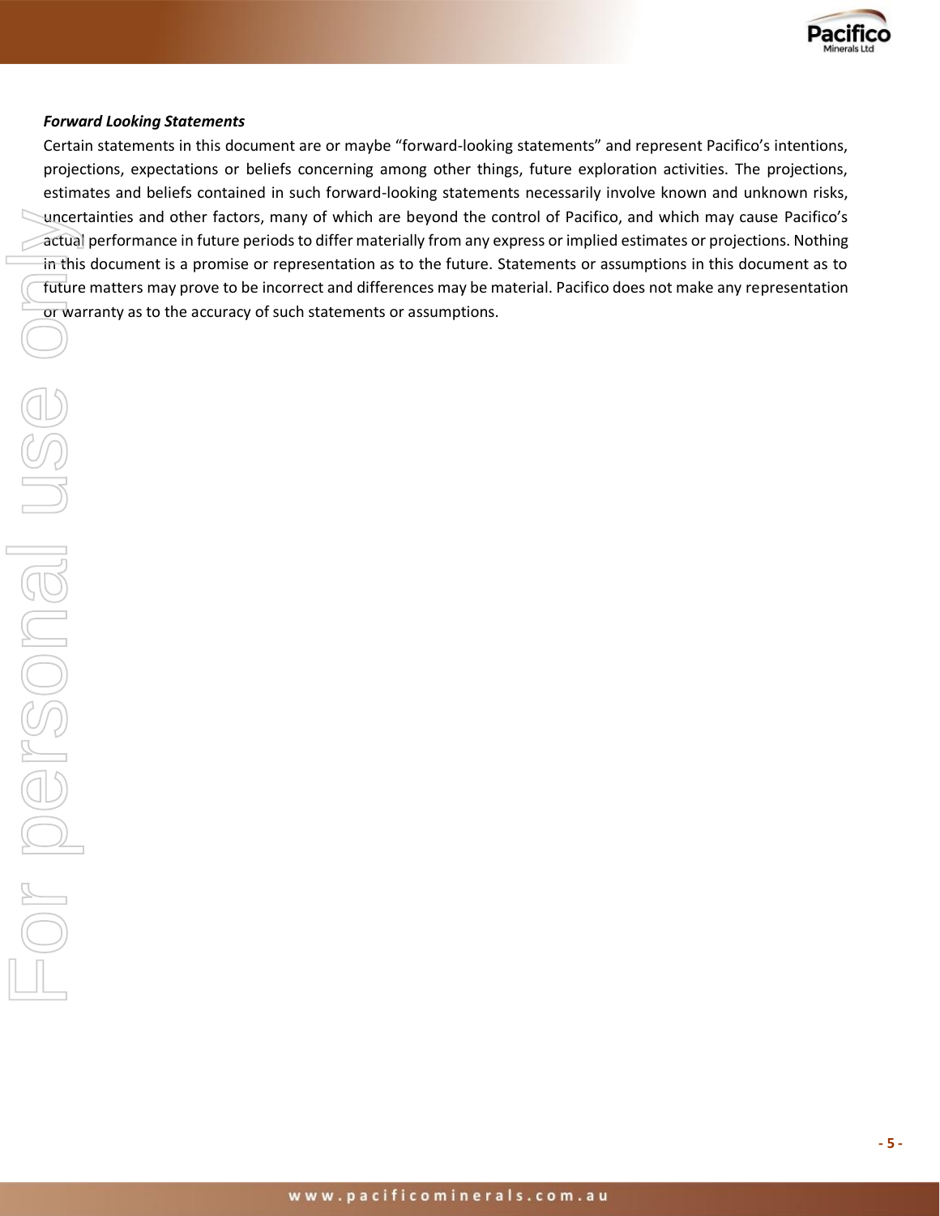***Forward Looking Statements***

Certain statements in this document are or maybe "forward-looking statements" and represent Pacifico's intentions, projections, expectations or beliefs concerning among other things, future exploration activities. The projections, estimates and beliefs contained in such forward-looking statements necessarily involve known and unknown risks, uncertainties and other factors, many of which are beyond the control of Pacifico, and which may cause Pacifico's actual performance in future periods to differ materially from any express or implied estimates or projections. Nothing in this document is a promise or representation as to the future. Statements or assumptions in this document as to future matters may prove to be incorrect and differences may be material. Pacifico does not make any representation or warranty as to the accuracy of such statements or assumptions.